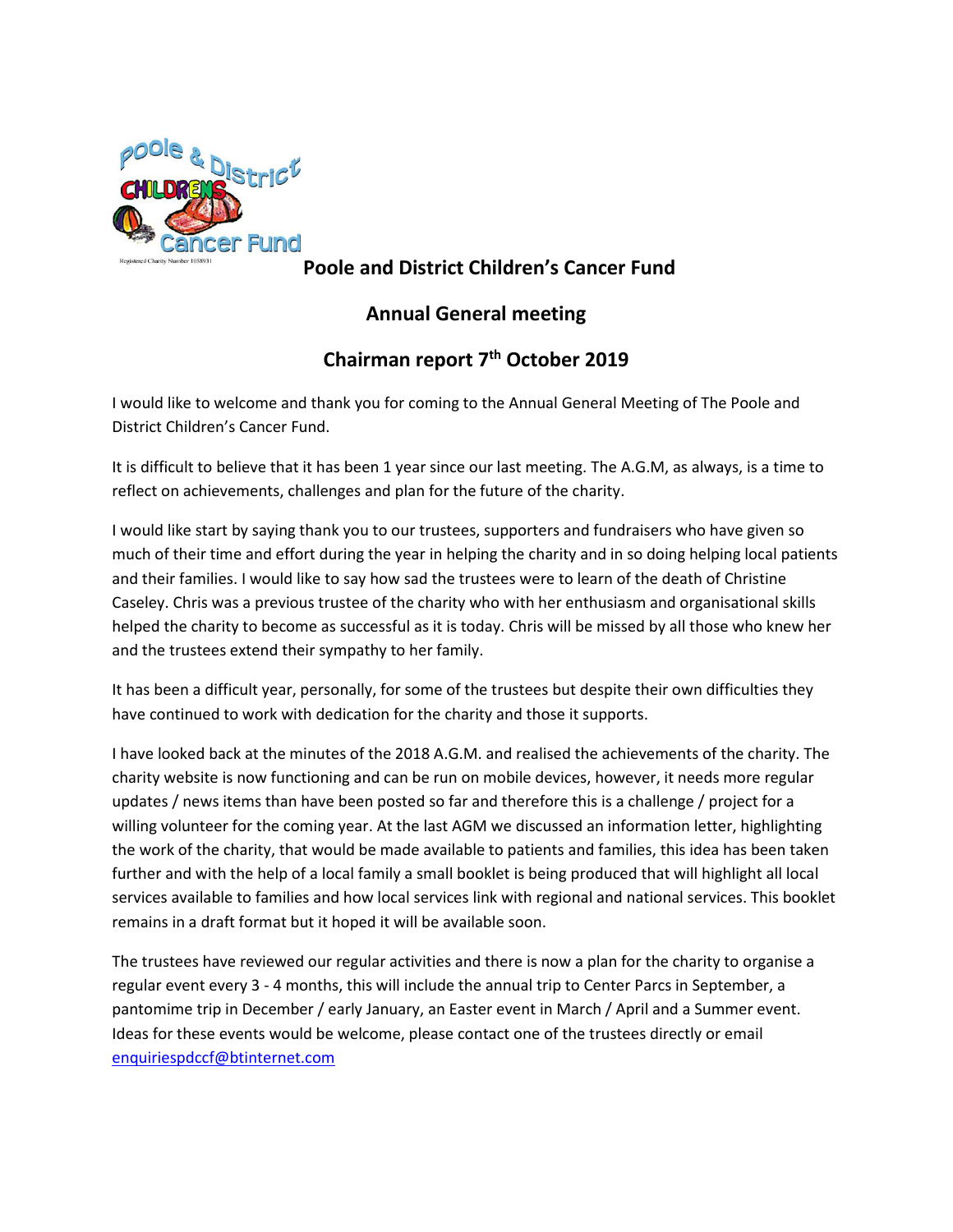# Poole and District Children's Cancer Fund

## Annual General meeting

## Chairman report 7th October 2019

I would like to welcome and thank you for coming to the Annual General Meeting of The Poole and District Children's Cancer Fund.

It is difficult to believe that it has been 1 year since our last meeting. The A.G.M, as always, is a time to reflect on achievements, challenges and plan for the future of the charity.

I would like start by saying thank you to our trustees, supporters and fundraisers who have given so much of their time and effort during the year in helping the charity and in so doing helping local patients and their families. I would like to say how sad the trustees were to learn of the death of Christine Caseley. Chris was a previous trustee of the charity who with her enthusiasm and organisational skills helped the charity to become as successful as it is today. Chris will be missed by all those who knew her and the trustees extend their sympathy to her family.

It has been a difficult year, personally, for some of the trustees but despite their own difficulties they have continued to work with dedication for the charity and those it supports.

I have looked back at the minutes of the 2018 A.G.M. and realised the achievements of the charity. The charity website is now functioning and can be run on mobile devices, however, it needs more regular updates / news items than have been posted so far and therefore this is a challenge / project for a willing volunteer for the coming year. At the last AGM we discussed an information letter, highlighting the work of the charity, that would be made available to patients and families, this idea has been taken further and with the help of a local family a small booklet is being produced that will highlight all local services available to families and how local services link with regional and national services. This booklet remains in a draft format but it hoped it will be available soon.

The trustees have reviewed our regular activities and there is now a plan for the charity to organise a regular event every 3 - 4 months, this will include the annual trip to Center Parcs in September, a pantomime trip in December / early January, an Easter event in March / April and a Summer event. Ideas for these events would be welcome, please contact one of the trustees directly or email enquiriespdccf@btinternet.com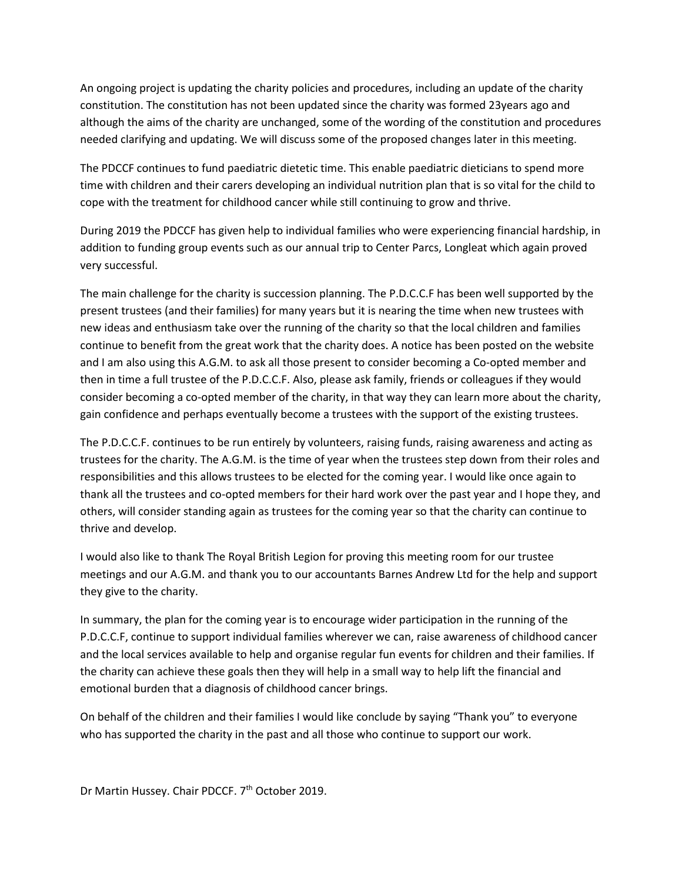An ongoing project is updating the charity policies and procedures, including an update of the charity constitution. The constitution has not been updated since the charity was formed 23years ago and although the aims of the charity are unchanged, some of the wording of the constitution and procedures needed clarifying and updating. We will discuss some of the proposed changes later in this meeting.

The PDCCF continues to fund paediatric dietetic time. This enable paediatric dieticians to spend more time with children and their carers developing an individual nutrition plan that is so vital for the child to cope with the treatment for childhood cancer while still continuing to grow and thrive.

During 2019 the PDCCF has given help to individual families who were experiencing financial hardship, in addition to funding group events such as our annual trip to Center Parcs, Longleat which again proved very successful.

The main challenge for the charity is succession planning. The P.D.C.C.F has been well supported by the present trustees (and their families) for many years but it is nearing the time when new trustees with new ideas and enthusiasm take over the running of the charity so that the local children and families continue to benefit from the great work that the charity does. A notice has been posted on the website and I am also using this A.G.M. to ask all those present to consider becoming a Co-opted member and then in time a full trustee of the P.D.C.C.F. Also, please ask family, friends or colleagues if they would consider becoming a co-opted member of the charity, in that way they can learn more about the charity, gain confidence and perhaps eventually become a trustees with the support of the existing trustees.

The P.D.C.C.F. continues to be run entirely by volunteers, raising funds, raising awareness and acting as trustees for the charity. The A.G.M. is the time of year when the trustees step down from their roles and responsibilities and this allows trustees to be elected for the coming year. I would like once again to thank all the trustees and co-opted members for their hard work over the past year and I hope they, and others, will consider standing again as trustees for the coming year so that the charity can continue to thrive and develop.

I would also like to thank The Royal British Legion for proving this meeting room for our trustee meetings and our A.G.M. and thank you to our accountants Barnes Andrew Ltd for the help and support they give to the charity.

In summary, the plan for the coming year is to encourage wider participation in the running of the P.D.C.C.F, continue to support individual families wherever we can, raise awareness of childhood cancer and the local services available to help and organise regular fun events for children and their families. If the charity can achieve these goals then they will help in a small way to help lift the financial and emotional burden that a diagnosis of childhood cancer brings.

On behalf of the children and their families I would like conclude by saying "Thank you" to everyone who has supported the charity in the past and all those who continue to support our work.

Dr Martin Hussey. Chair PDCCF. 7th October 2019.